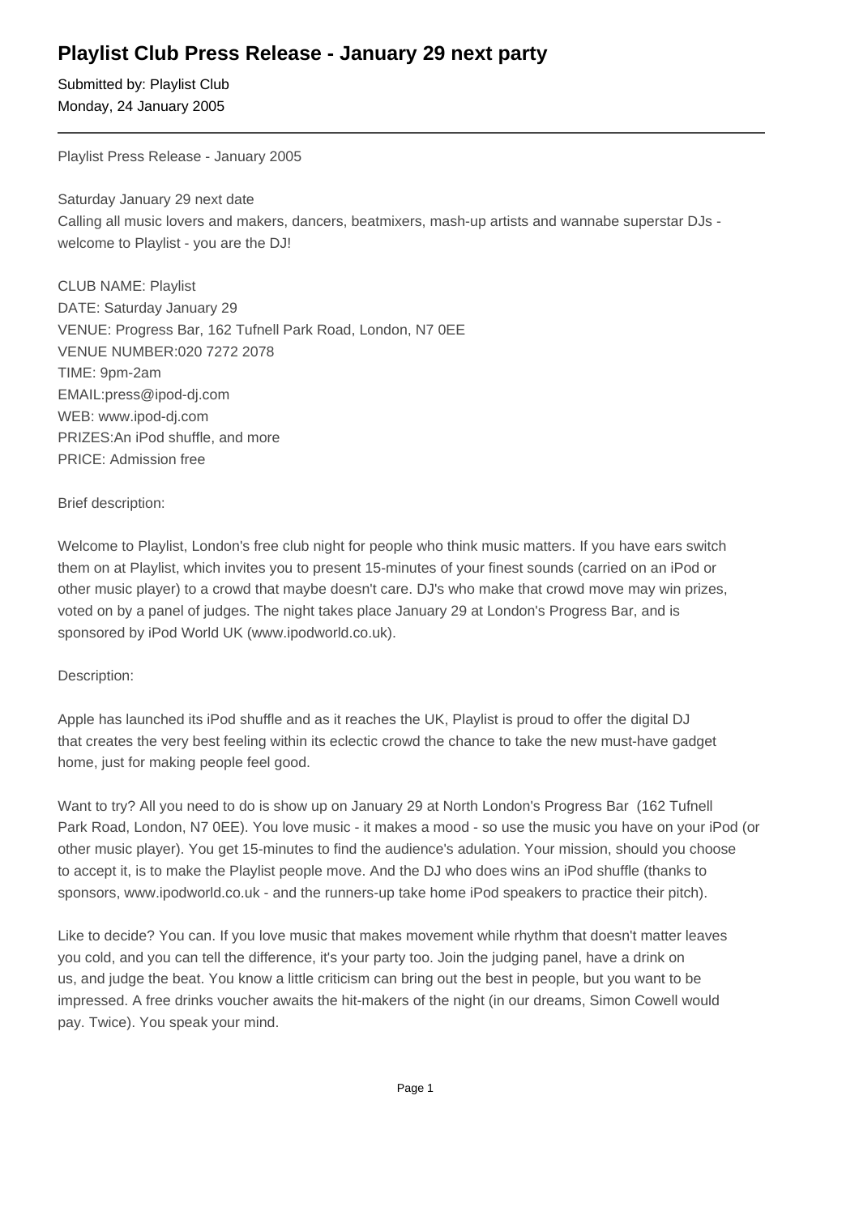# Playlist Club Press Release - January 29 next party

Submitted by: Playlist Club
Monday, 24 January 2005

---

Playlist Press Release - January 2005

Saturday January 29 next date
Calling all music lovers and makers, dancers, beatmixers, mash-up artists and wannabe superstar DJs - welcome to Playlist - you are the DJ!

CLUB NAME: Playlist
DATE: Saturday January 29
VENUE: Progress Bar, 162 Tufnell Park Road, London, N7 0EE
VENUE NUMBER:020 7272 2078
TIME: 9pm-2am
EMAIL:press@ipod-dj.com
WEB: www.ipod-dj.com
PRIZES:An iPod shuffle, and more
PRICE: Admission free

Brief description:

Welcome to Playlist, London's free club night for people who think music matters. If you have ears switch them on at Playlist, which invites you to present 15-minutes of your finest sounds (carried on an iPod or other music player) to a crowd that maybe doesn't care. DJ's who make that crowd move may win prizes, voted on by a panel of judges. The night takes place January 29 at London's Progress Bar, and is sponsored by iPod World UK (www.ipodworld.co.uk).

Description:

Apple has launched its iPod shuffle and as it reaches the UK, Playlist is proud to offer the digital DJ that creates the very best feeling within its eclectic crowd the chance to take the new must-have gadget home, just for making people feel good.

Want to try? All you need to do is show up on January 29 at North London's Progress Bar (162 Tufnell Park Road, London, N7 0EE). You love music - it makes a mood - so use the music you have on your iPod (or other music player). You get 15-minutes to find the audience's adulation. Your mission, should you choose to accept it, is to make the Playlist people move. And the DJ who does wins an iPod shuffle (thanks to sponsors, www.ipodworld.co.uk - and the runners-up take home iPod speakers to practice their pitch).

Like to decide? You can. If you love music that makes movement while rhythm that doesn't matter leaves you cold, and you can tell the difference, it's your party too. Join the judging panel, have a drink on us, and judge the beat. You know a little criticism can bring out the best in people, but you want to be impressed. A free drinks voucher awaits the hit-makers of the night (in our dreams, Simon Cowell would pay. Twice). You speak your mind.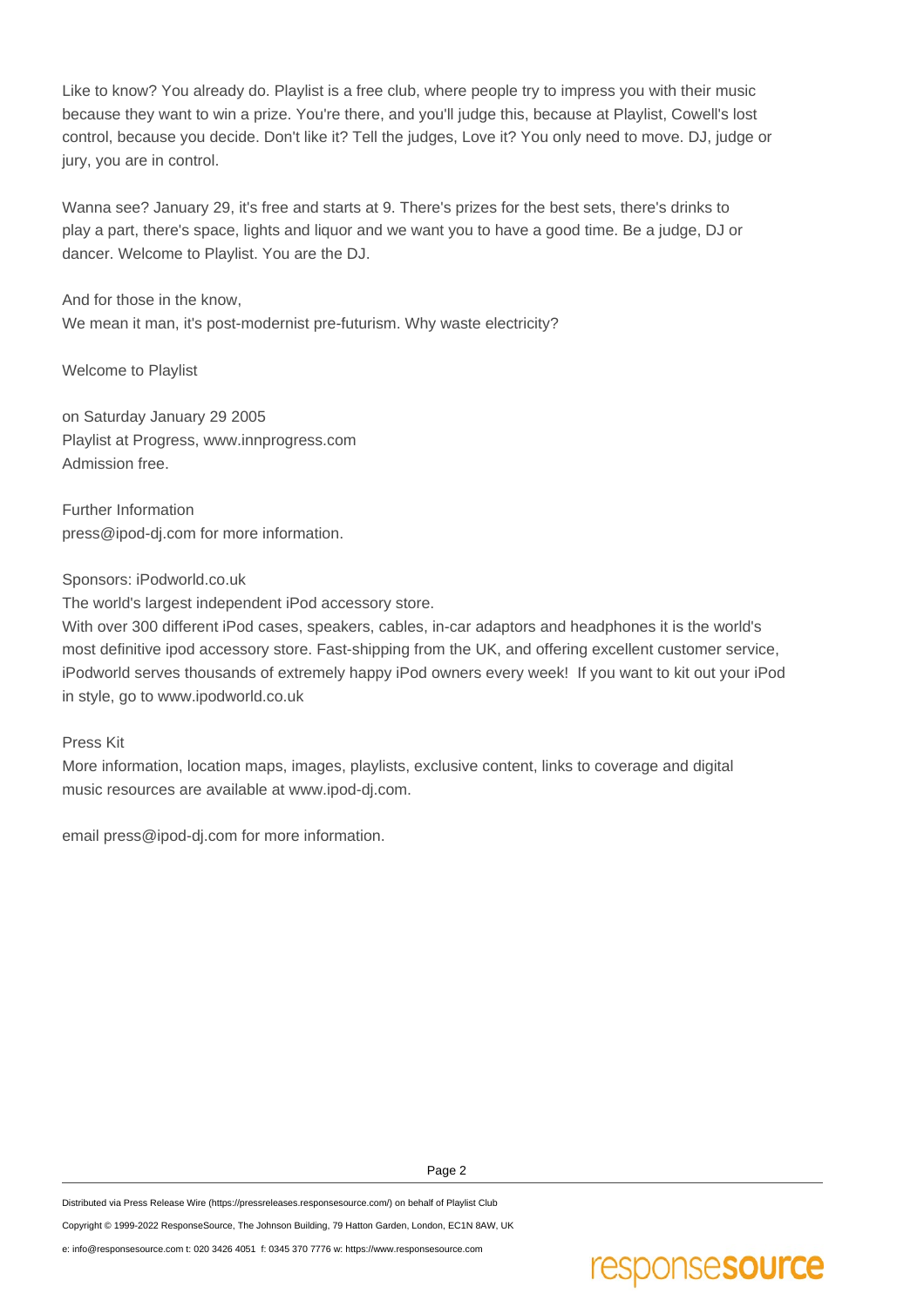Like to know? You already do. Playlist is a free club, where people try to impress you with their music because they want to win a prize. You're there, and you'll judge this, because at Playlist, Cowell's lost control, because you decide. Don't like it? Tell the judges, Love it? You only need to move. DJ, judge or jury, you are in control.

Wanna see? January 29, it's free and starts at 9. There's prizes for the best sets, there's drinks to play a part, there's space, lights and liquor and we want you to have a good time. Be a judge, DJ or dancer. Welcome to Playlist. You are the DJ.

And for those in the know,
We mean it man, it's post-modernist pre-futurism. Why waste electricity?

Welcome to Playlist

on Saturday January 29 2005
Playlist at Progress, www.innprogress.com
Admission free.

Further Information
press@ipod-dj.com for more information.

Sponsors: iPodworld.co.uk
The world's largest independent iPod accessory store.
With over 300 different iPod cases, speakers, cables, in-car adaptors and headphones it is the world's most definitive ipod accessory store. Fast-shipping from the UK, and offering excellent customer service, iPodworld serves thousands of extremely happy iPod owners every week! If you want to kit out your iPod in style, go to www.ipodworld.co.uk

Press Kit
More information, location maps, images, playlists, exclusive content, links to coverage and digital music resources are available at www.ipod-dj.com.

email press@ipod-dj.com for more information.

Distributed via Press Release Wire (https://pressreleases.responsesource.com/) on behalf of Playlist Club

Copyright © 1999-2022 ResponseSource, The Johnson Building, 79 Hatton Garden, London, EC1N 8AW, UK

e: info@responsesource.com t: 020 3426 4051 f: 0345 370 7776 w: https://www.responsesource.com